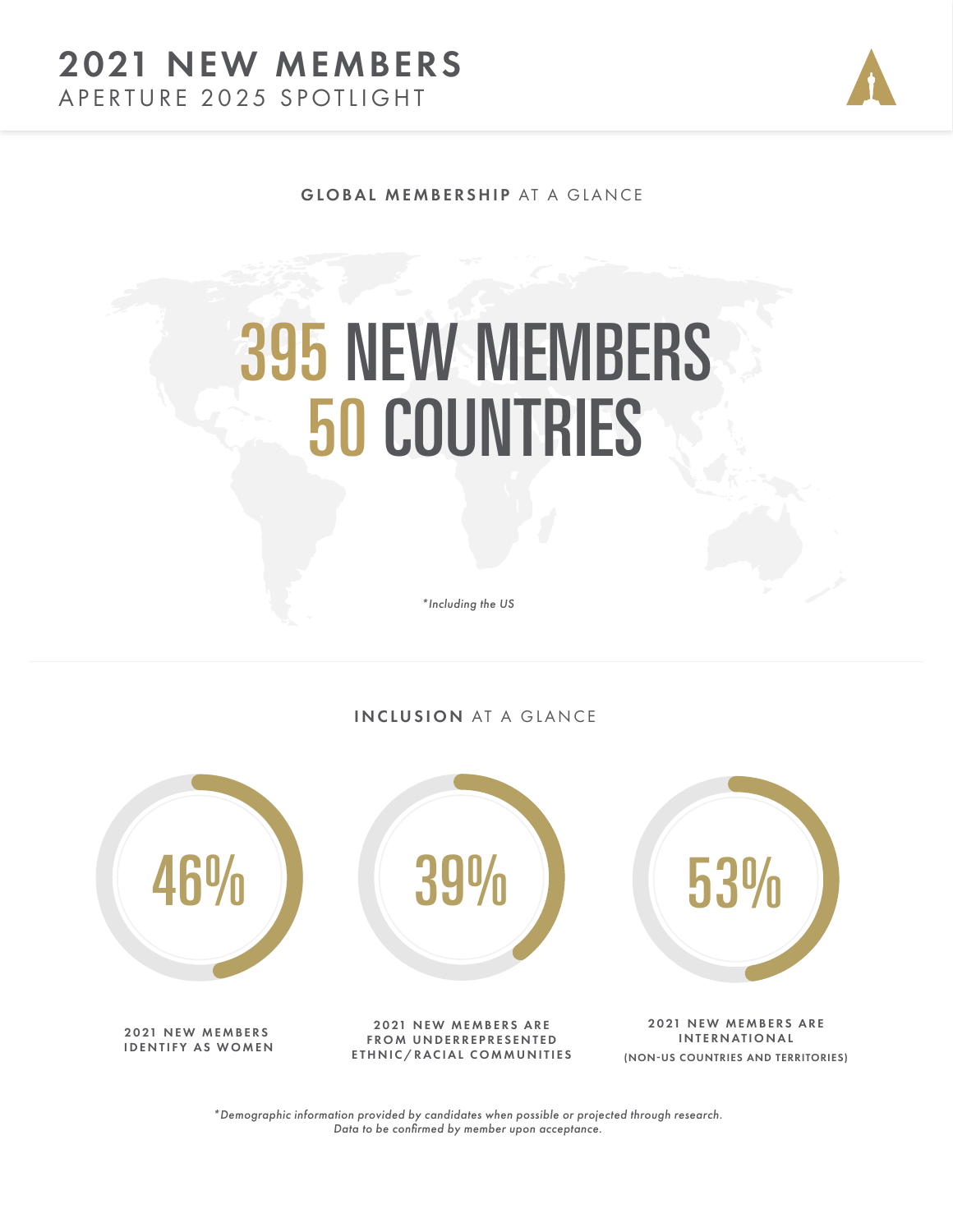# 2021 NEW MEMBERS

APERTURE 2025 SPOTLIGHT

## GLOBAL MEMBERSHIP AT A GLANCE

**395 NEW MEMBERS**

**50 COUNTRIES**

*\*Including the US*

## INCLUSION AT A GLANCE

**46%**

2021 NEW MEMBERS IDENTIFY AS WOMEN

**39%**

2021 NEW MEMBERS ARE FROM UNDERREPRESENTED ETHNIC/RACIAL COMMUNITIES

**53%**

2021 NEW MEMBERS ARE INTERNATIONAL (NON-US COUNTRIES AND TERRITORIES)

*\*Demographic information provided by candidates when possible or projected through research. Data to be confirmed by member upon acceptance.*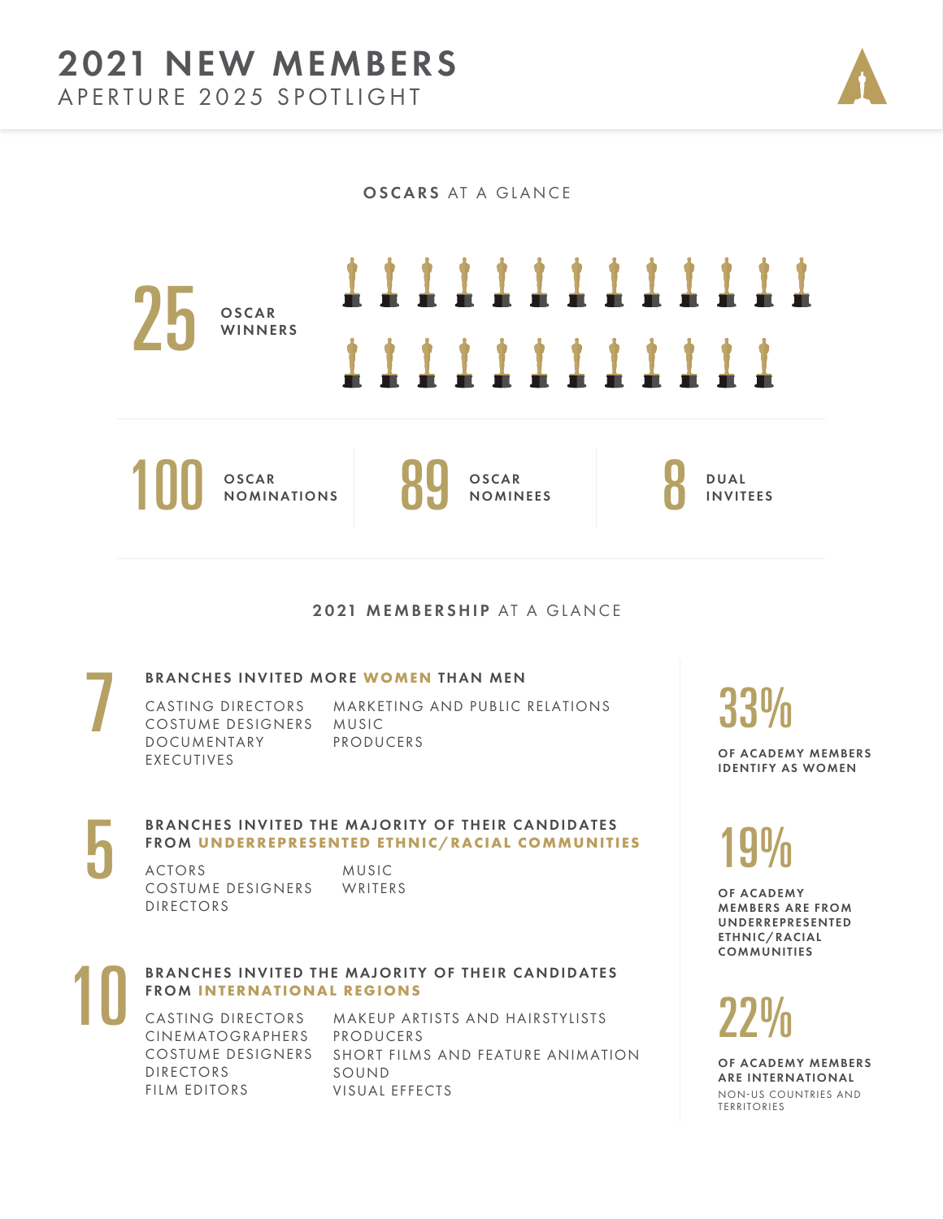# 2021 NEW MEMBERS

APERTURE 2025 SPOTLIGHT

## OSCARS AT A GLANCE

**25** OSCAR WINNERS

**100** OSCAR NOMINATIONS

**89** OSCAR NOMINEES

**8** DUAL INVITEES

## 2021 MEMBERSHIP AT A GLANCE

**7** BRANCHES INVITED MORE **WOMEN** THAN MEN

- CASTING DIRECTORS
- COSTUME DESIGNERS
- DOCUMENTARY
- EXECUTIVES
- MARKETING AND PUBLIC RELATIONS
- MUSIC
- PRODUCERS

**5** BRANCHES INVITED THE MAJORITY OF THEIR CANDIDATES FROM **UNDERREPRESENTED ETHNIC/RACIAL COMMUNITIES**

- ACTORS
- COSTUME DESIGNERS
- DIRECTORS
- MUSIC
- WRITERS

**10** BRANCHES INVITED THE MAJORITY OF THEIR CANDIDATES FROM **INTERNATIONAL REGIONS**

- CASTING DIRECTORS
- CINEMATOGRAPHERS
- COSTUME DESIGNERS
- DIRECTORS
- FILM EDITORS
- MAKEUP ARTISTS AND HAIRSTYLISTS
- PRODUCERS
- SHORT FILMS AND FEATURE ANIMATION
- SOUND
- VISUAL EFFECTS

**33%** OF ACADEMY MEMBERS IDENTIFY AS WOMEN

**19%** OF ACADEMY MEMBERS ARE FROM UNDERREPRESENTED ETHNIC/RACIAL COMMUNITIES

**22%** OF ACADEMY MEMBERS ARE INTERNATIONAL

NON-US COUNTRIES AND TERRITORIES